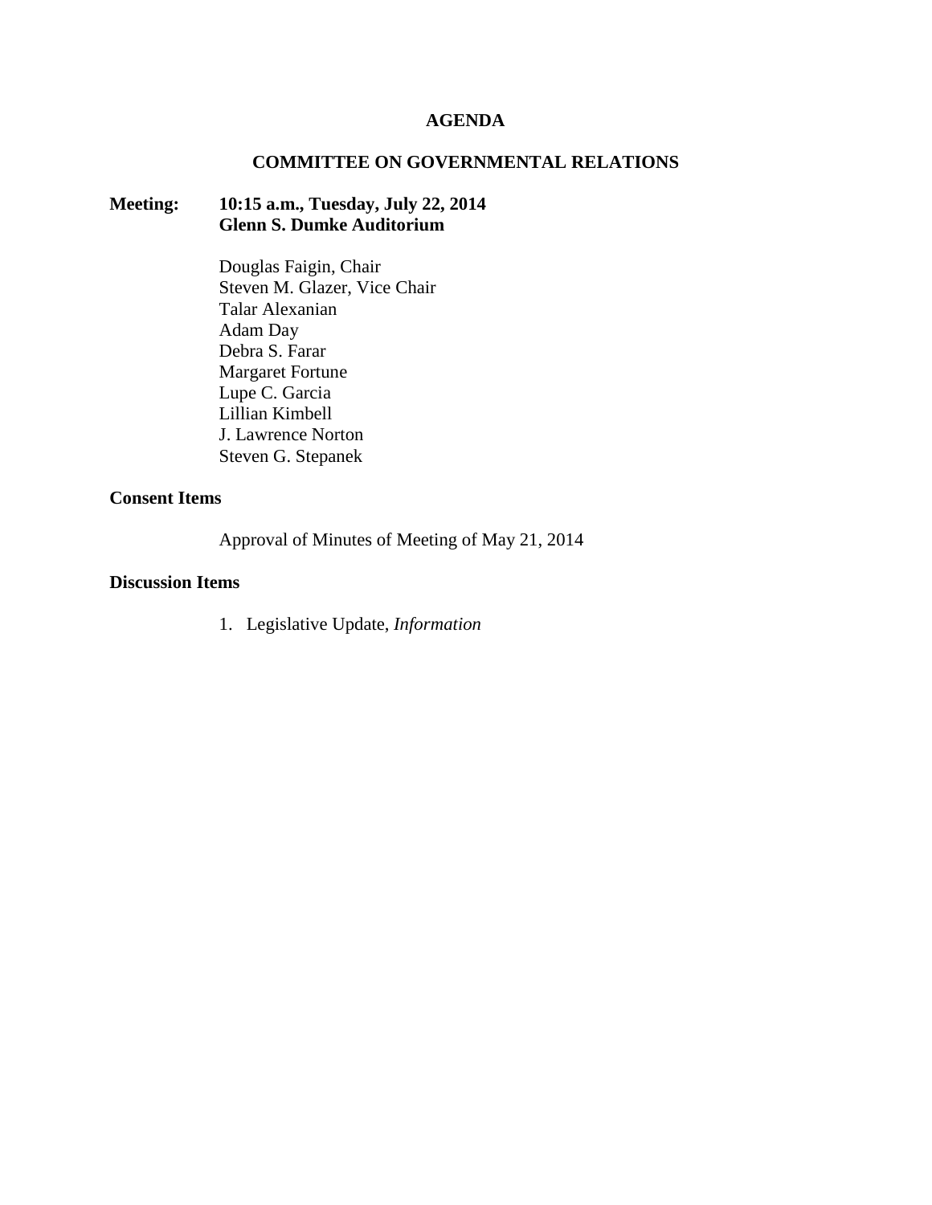# AGENDA

## COMMITTEE ON GOVERNMENTAL RELATIONS

**Meeting: 10:15 a.m., Tuesday, July 22, 2014**
**Glenn S. Dumke Auditorium**

Douglas Faigin, Chair
Steven M. Glazer, Vice Chair
Talar Alexanian
Adam Day
Debra S. Farar
Margaret Fortune
Lupe C. Garcia
Lillian Kimbell
J. Lawrence Norton
Steven G. Stepanek

**Consent Items**

Approval of Minutes of Meeting of May 21, 2014

**Discussion Items**

1. Legislative Update, *Information*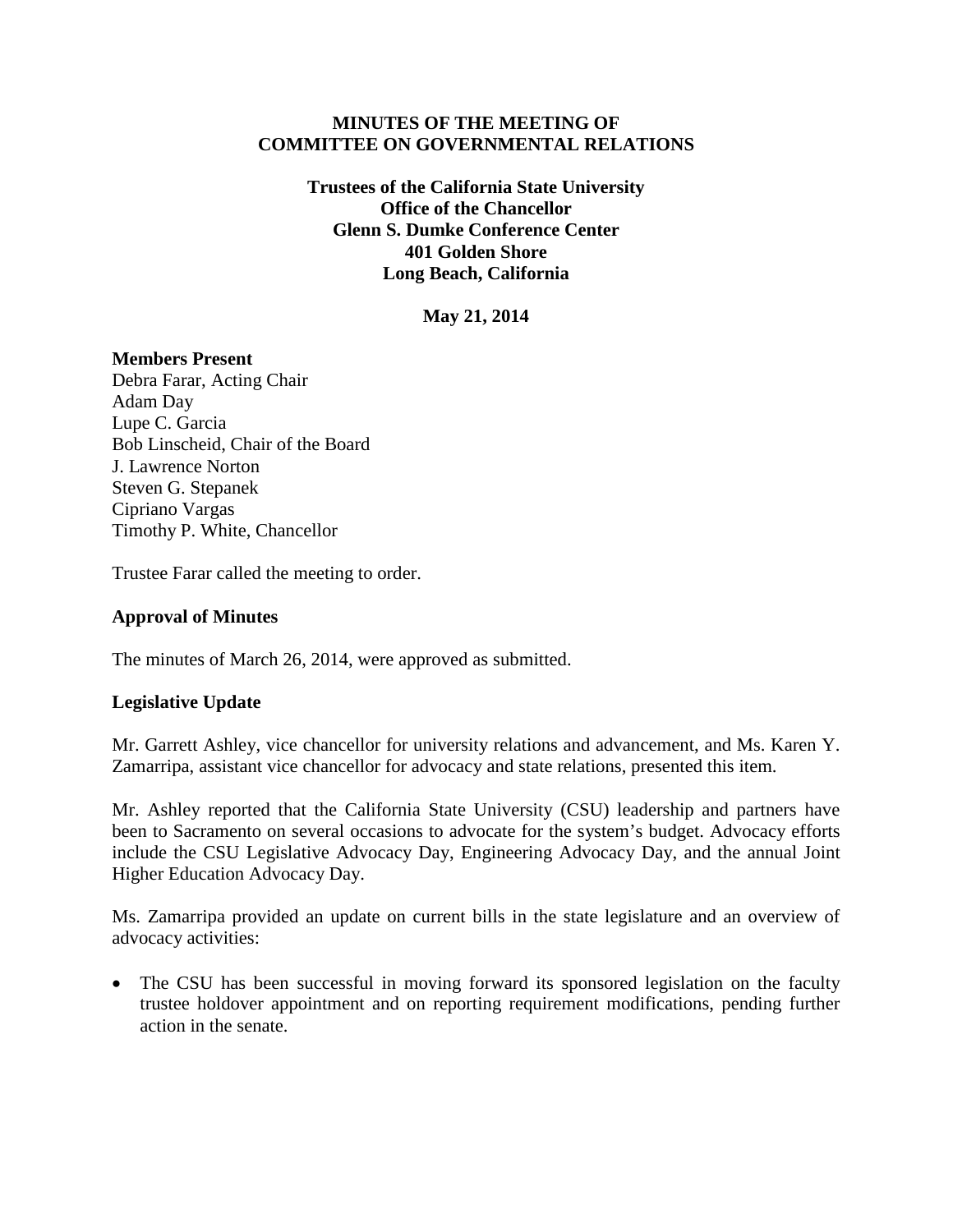**MINUTES OF THE MEETING OF
COMMITTEE ON GOVERNMENTAL RELATIONS**

**Trustees of the California State University
Office of the Chancellor
Glenn S. Dumke Conference Center
401 Golden Shore
Long Beach, California**

**May 21, 2014**

**Members Present**
Debra Farar, Acting Chair
Adam Day
Lupe C. Garcia
Bob Linscheid, Chair of the Board
J. Lawrence Norton
Steven G. Stepanek
Cipriano Vargas
Timothy P. White, Chancellor

Trustee Farar called the meeting to order.

**Approval of Minutes**

The minutes of March 26, 2014, were approved as submitted.

**Legislative Update**

Mr. Garrett Ashley, vice chancellor for university relations and advancement, and Ms. Karen Y. Zamarripa, assistant vice chancellor for advocacy and state relations, presented this item.

Mr. Ashley reported that the California State University (CSU) leadership and partners have been to Sacramento on several occasions to advocate for the system's budget. Advocacy efforts include the CSU Legislative Advocacy Day, Engineering Advocacy Day, and the annual Joint Higher Education Advocacy Day.

Ms. Zamarripa provided an update on current bills in the state legislature and an overview of advocacy activities:

- The CSU has been successful in moving forward its sponsored legislation on the faculty trustee holdover appointment and on reporting requirement modifications, pending further action in the senate.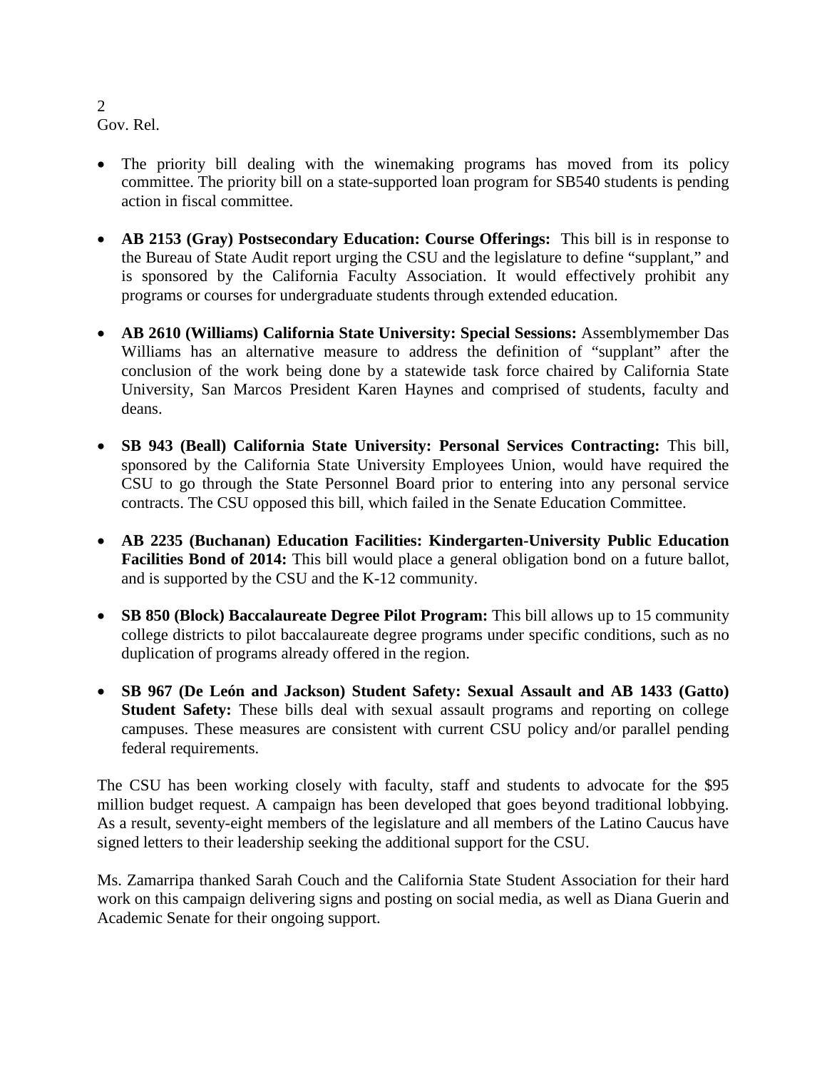- The priority bill dealing with the winemaking programs has moved from its policy committee. The priority bill on a state-supported loan program for SB540 students is pending action in fiscal committee.

- **AB 2153 (Gray) Postsecondary Education: Course Offerings:** This bill is in response to the Bureau of State Audit report urging the CSU and the legislature to define "supplant," and is sponsored by the California Faculty Association. It would effectively prohibit any programs or courses for undergraduate students through extended education.

- **AB 2610 (Williams) California State University: Special Sessions:** Assemblymember Das Williams has an alternative measure to address the definition of "supplant" after the conclusion of the work being done by a statewide task force chaired by California State University, San Marcos President Karen Haynes and comprised of students, faculty and deans.

- **SB 943 (Beall) California State University: Personal Services Contracting:** This bill, sponsored by the California State University Employees Union, would have required the CSU to go through the State Personnel Board prior to entering into any personal service contracts. The CSU opposed this bill, which failed in the Senate Education Committee.

- **AB 2235 (Buchanan) Education Facilities: Kindergarten-University Public Education Facilities Bond of 2014:** This bill would place a general obligation bond on a future ballot, and is supported by the CSU and the K-12 community.

- **SB 850 (Block) Baccalaureate Degree Pilot Program:** This bill allows up to 15 community college districts to pilot baccalaureate degree programs under specific conditions, such as no duplication of programs already offered in the region.

- **SB 967 (De León and Jackson) Student Safety: Sexual Assault and AB 1433 (Gatto) Student Safety:** These bills deal with sexual assault programs and reporting on college campuses. These measures are consistent with current CSU policy and/or parallel pending federal requirements.

The CSU has been working closely with faculty, staff and students to advocate for the $95 million budget request. A campaign has been developed that goes beyond traditional lobbying. As a result, seventy-eight members of the legislature and all members of the Latino Caucus have signed letters to their leadership seeking the additional support for the CSU.

Ms. Zamarripa thanked Sarah Couch and the California State Student Association for their hard work on this campaign delivering signs and posting on social media, as well as Diana Guerin and Academic Senate for their ongoing support.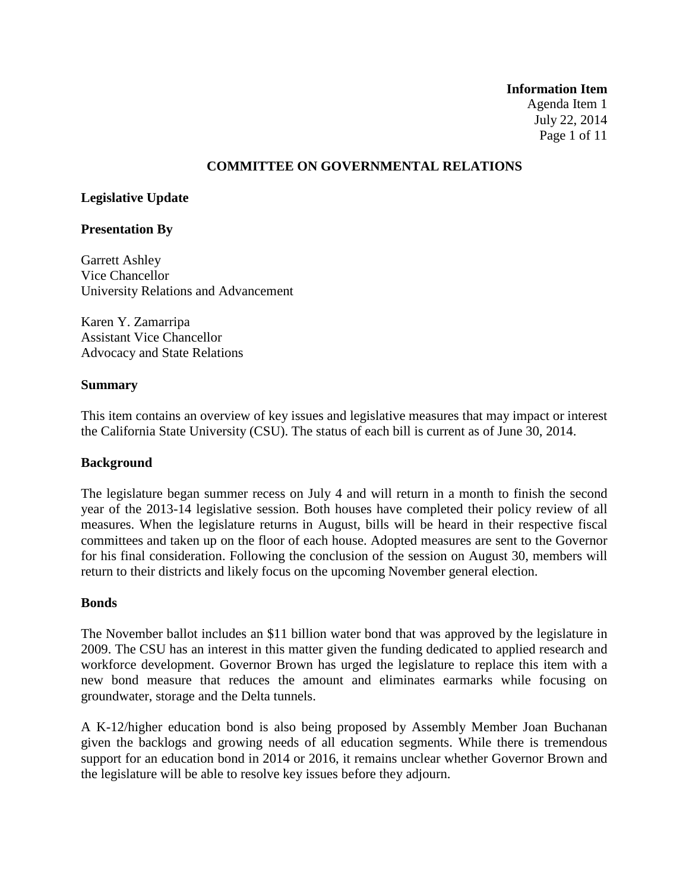**Information Item**
Agenda Item 1
July 22, 2014

## COMMITTEE ON GOVERNMENTAL RELATIONS

### Legislative Update

### Presentation By

Garrett Ashley
Vice Chancellor
University Relations and Advancement

Karen Y. Zamarripa
Assistant Vice Chancellor
Advocacy and State Relations

### Summary

This item contains an overview of key issues and legislative measures that may impact or interest the California State University (CSU). The status of each bill is current as of June 30, 2014.

### Background

The legislature began summer recess on July 4 and will return in a month to finish the second year of the 2013-14 legislative session. Both houses have completed their policy review of all measures. When the legislature returns in August, bills will be heard in their respective fiscal committees and taken up on the floor of each house. Adopted measures are sent to the Governor for his final consideration. Following the conclusion of the session on August 30, members will return to their districts and likely focus on the upcoming November general election.

### Bonds

The November ballot includes an $11 billion water bond that was approved by the legislature in 2009. The CSU has an interest in this matter given the funding dedicated to applied research and workforce development. Governor Brown has urged the legislature to replace this item with a new bond measure that reduces the amount and eliminates earmarks while focusing on groundwater, storage and the Delta tunnels.

A K-12/higher education bond is also being proposed by Assembly Member Joan Buchanan given the backlogs and growing needs of all education segments. While there is tremendous support for an education bond in 2014 or 2016, it remains unclear whether Governor Brown and the legislature will be able to resolve key issues before they adjourn.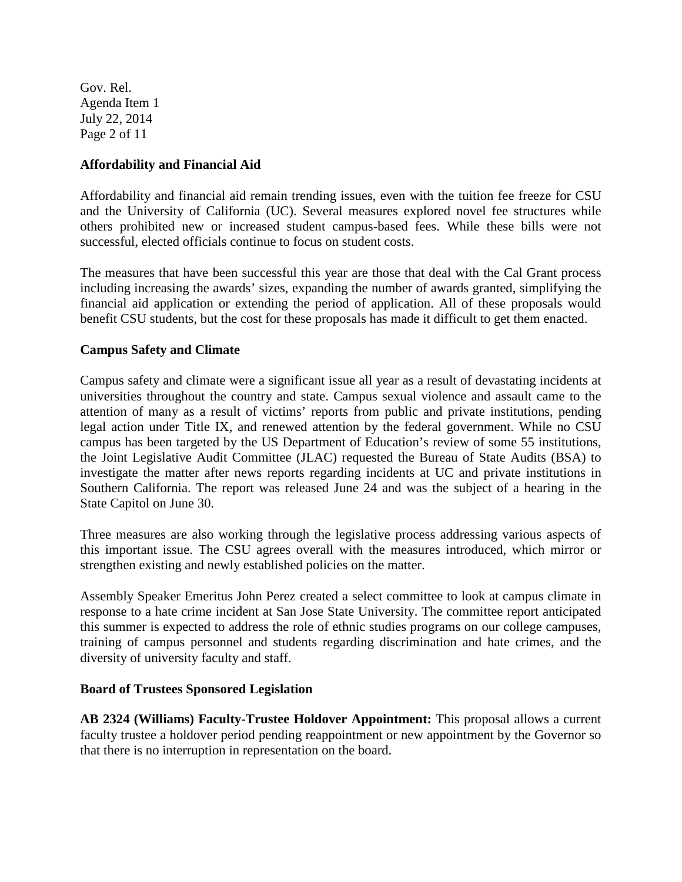**Affordability and Financial Aid**

Affordability and financial aid remain trending issues, even with the tuition fee freeze for CSU and the University of California (UC). Several measures explored novel fee structures while others prohibited new or increased student campus-based fees. While these bills were not successful, elected officials continue to focus on student costs.

The measures that have been successful this year are those that deal with the Cal Grant process including increasing the awards' sizes, expanding the number of awards granted, simplifying the financial aid application or extending the period of application. All of these proposals would benefit CSU students, but the cost for these proposals has made it difficult to get them enacted.

**Campus Safety and Climate**

Campus safety and climate were a significant issue all year as a result of devastating incidents at universities throughout the country and state. Campus sexual violence and assault came to the attention of many as a result of victims' reports from public and private institutions, pending legal action under Title IX, and renewed attention by the federal government. While no CSU campus has been targeted by the US Department of Education's review of some 55 institutions, the Joint Legislative Audit Committee (JLAC) requested the Bureau of State Audits (BSA) to investigate the matter after news reports regarding incidents at UC and private institutions in Southern California. The report was released June 24 and was the subject of a hearing in the State Capitol on June 30.

Three measures are also working through the legislative process addressing various aspects of this important issue. The CSU agrees overall with the measures introduced, which mirror or strengthen existing and newly established policies on the matter.

Assembly Speaker Emeritus John Perez created a select committee to look at campus climate in response to a hate crime incident at San Jose State University. The committee report anticipated this summer is expected to address the role of ethnic studies programs on our college campuses, training of campus personnel and students regarding discrimination and hate crimes, and the diversity of university faculty and staff.

**Board of Trustees Sponsored Legislation**

**AB 2324 (Williams) Faculty-Trustee Holdover Appointment:** This proposal allows a current faculty trustee a holdover period pending reappointment or new appointment by the Governor so that there is no interruption in representation on the board.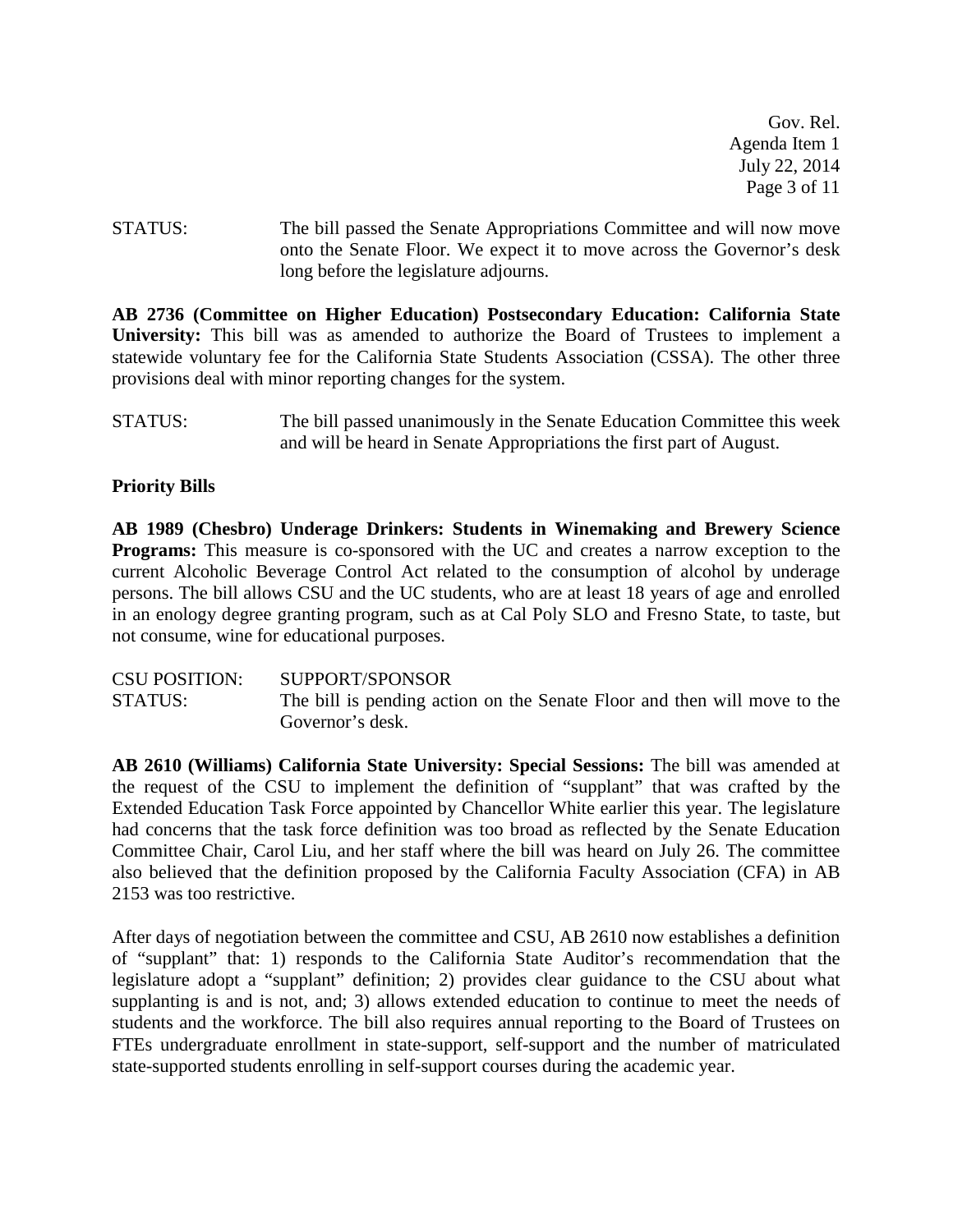STATUS: The bill passed the Senate Appropriations Committee and will now move onto the Senate Floor. We expect it to move across the Governor's desk long before the legislature adjourns.

**AB 2736 (Committee on Higher Education) Postsecondary Education: California State University:** This bill was as amended to authorize the Board of Trustees to implement a statewide voluntary fee for the California State Students Association (CSSA). The other three provisions deal with minor reporting changes for the system.

STATUS: The bill passed unanimously in the Senate Education Committee this week and will be heard in Senate Appropriations the first part of August.

**Priority Bills**

**AB 1989 (Chesbro) Underage Drinkers: Students in Winemaking and Brewery Science Programs:** This measure is co-sponsored with the UC and creates a narrow exception to the current Alcoholic Beverage Control Act related to the consumption of alcohol by underage persons. The bill allows CSU and the UC students, who are at least 18 years of age and enrolled in an enology degree granting program, such as at Cal Poly SLO and Fresno State, to taste, but not consume, wine for educational purposes.

CSU POSITION: SUPPORT/SPONSOR
STATUS: The bill is pending action on the Senate Floor and then will move to the Governor's desk.

**AB 2610 (Williams) California State University: Special Sessions:** The bill was amended at the request of the CSU to implement the definition of "supplant" that was crafted by the Extended Education Task Force appointed by Chancellor White earlier this year. The legislature had concerns that the task force definition was too broad as reflected by the Senate Education Committee Chair, Carol Liu, and her staff where the bill was heard on July 26. The committee also believed that the definition proposed by the California Faculty Association (CFA) in AB 2153 was too restrictive.

After days of negotiation between the committee and CSU, AB 2610 now establishes a definition of "supplant" that: 1) responds to the California State Auditor's recommendation that the legislature adopt a "supplant" definition; 2) provides clear guidance to the CSU about what supplanting is and is not, and; 3) allows extended education to continue to meet the needs of students and the workforce. The bill also requires annual reporting to the Board of Trustees on FTEs undergraduate enrollment in state-support, self-support and the number of matriculated state-supported students enrolling in self-support courses during the academic year.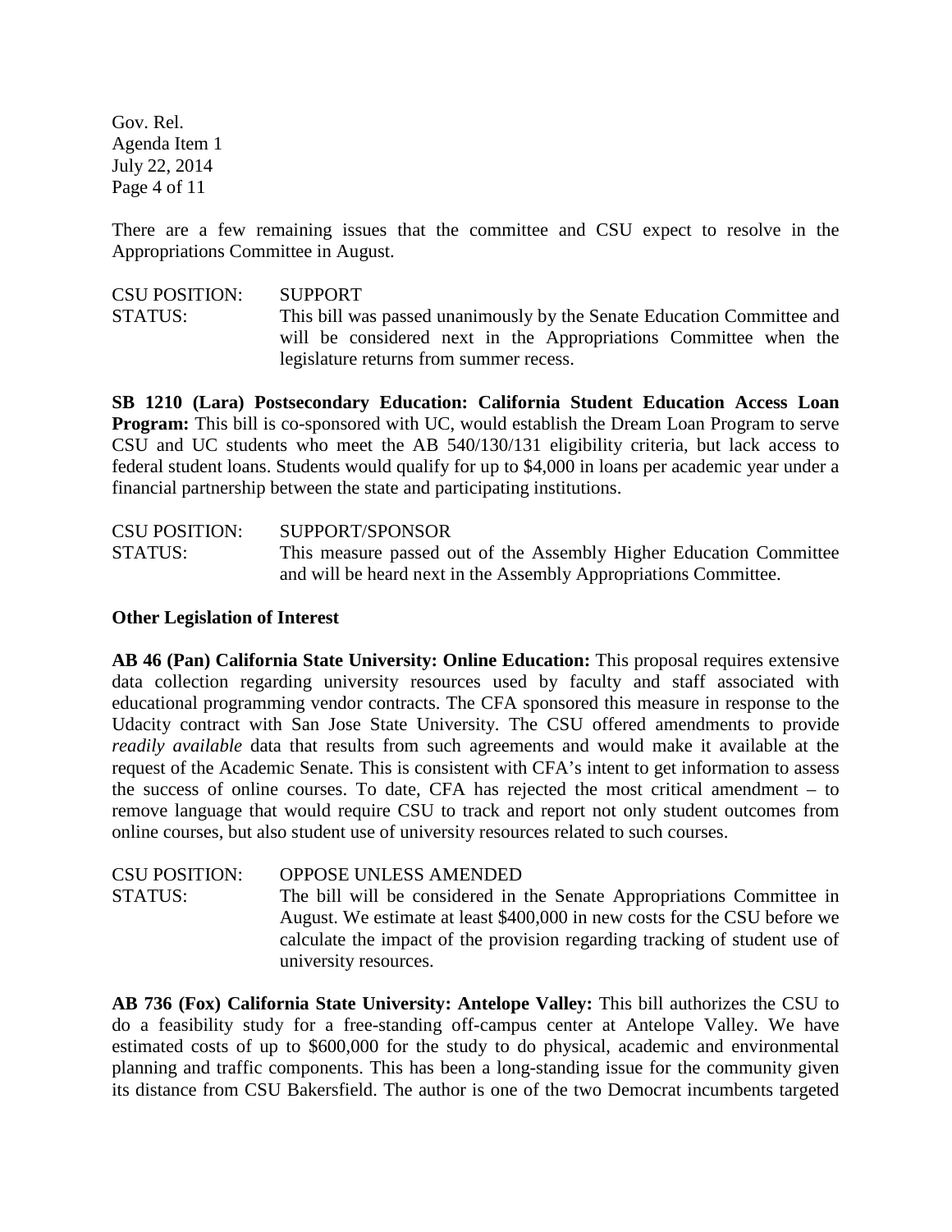There are a few remaining issues that the committee and CSU expect to resolve in the Appropriations Committee in August.

CSU POSITION: SUPPORT
STATUS: This bill was passed unanimously by the Senate Education Committee and will be considered next in the Appropriations Committee when the legislature returns from summer recess.

**SB 1210 (Lara) Postsecondary Education: California Student Education Access Loan Program:** This bill is co-sponsored with UC, would establish the Dream Loan Program to serve CSU and UC students who meet the AB 540/130/131 eligibility criteria, but lack access to federal student loans. Students would qualify for up to $4,000 in loans per academic year under a financial partnership between the state and participating institutions.

CSU POSITION: SUPPORT/SPONSOR
STATUS: This measure passed out of the Assembly Higher Education Committee and will be heard next in the Assembly Appropriations Committee.

**Other Legislation of Interest**

**AB 46 (Pan) California State University: Online Education:** This proposal requires extensive data collection regarding university resources used by faculty and staff associated with educational programming vendor contracts. The CFA sponsored this measure in response to the Udacity contract with San Jose State University. The CSU offered amendments to provide *readily available* data that results from such agreements and would make it available at the request of the Academic Senate. This is consistent with CFA's intent to get information to assess the success of online courses. To date, CFA has rejected the most critical amendment – to remove language that would require CSU to track and report not only student outcomes from online courses, but also student use of university resources related to such courses.

CSU POSITION: OPPOSE UNLESS AMENDED
STATUS: The bill will be considered in the Senate Appropriations Committee in August. We estimate at least $400,000 in new costs for the CSU before we calculate the impact of the provision regarding tracking of student use of university resources.

**AB 736 (Fox) California State University: Antelope Valley:** This bill authorizes the CSU to do a feasibility study for a free-standing off-campus center at Antelope Valley. We have estimated costs of up to $600,000 for the study to do physical, academic and environmental planning and traffic components. This has been a long-standing issue for the community given its distance from CSU Bakersfield. The author is one of the two Democrat incumbents targeted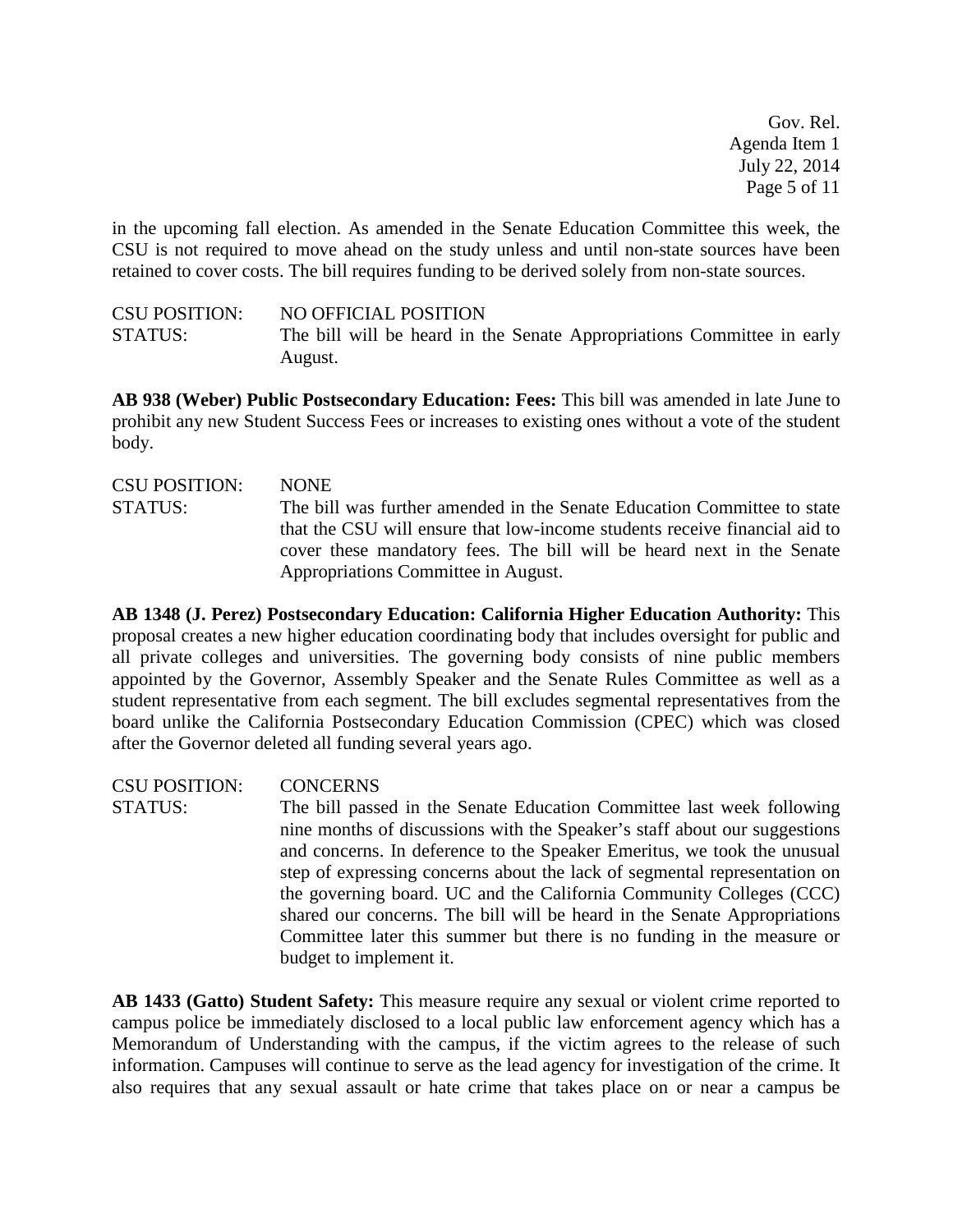in the upcoming fall election. As amended in the Senate Education Committee this week, the CSU is not required to move ahead on the study unless and until non-state sources have been retained to cover costs. The bill requires funding to be derived solely from non-state sources.

CSU POSITION: NO OFFICIAL POSITION
STATUS: The bill will be heard in the Senate Appropriations Committee in early August.

**AB 938 (Weber) Public Postsecondary Education: Fees:** This bill was amended in late June to prohibit any new Student Success Fees or increases to existing ones without a vote of the student body.

CSU POSITION: NONE
STATUS: The bill was further amended in the Senate Education Committee to state that the CSU will ensure that low-income students receive financial aid to cover these mandatory fees. The bill will be heard next in the Senate Appropriations Committee in August.

**AB 1348 (J. Perez) Postsecondary Education: California Higher Education Authority:** This proposal creates a new higher education coordinating body that includes oversight for public and all private colleges and universities. The governing body consists of nine public members appointed by the Governor, Assembly Speaker and the Senate Rules Committee as well as a student representative from each segment. The bill excludes segmental representatives from the board unlike the California Postsecondary Education Commission (CPEC) which was closed after the Governor deleted all funding several years ago.

CSU POSITION: CONCERNS
STATUS: The bill passed in the Senate Education Committee last week following nine months of discussions with the Speaker's staff about our suggestions and concerns. In deference to the Speaker Emeritus, we took the unusual step of expressing concerns about the lack of segmental representation on the governing board. UC and the California Community Colleges (CCC) shared our concerns. The bill will be heard in the Senate Appropriations Committee later this summer but there is no funding in the measure or budget to implement it.

**AB 1433 (Gatto) Student Safety:** This measure require any sexual or violent crime reported to campus police be immediately disclosed to a local public law enforcement agency which has a Memorandum of Understanding with the campus, if the victim agrees to the release of such information. Campuses will continue to serve as the lead agency for investigation of the crime. It also requires that any sexual assault or hate crime that takes place on or near a campus be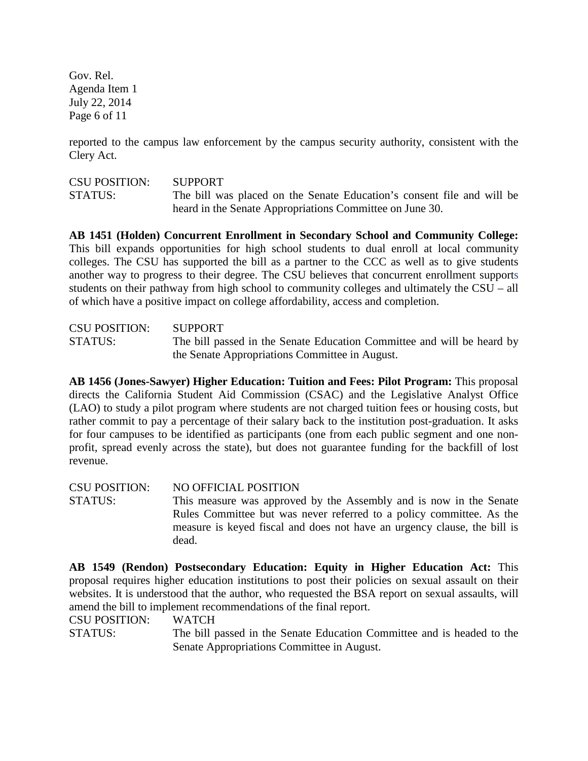reported to the campus law enforcement by the campus security authority, consistent with the Clery Act.

CSU POSITION: SUPPORT
STATUS: The bill was placed on the Senate Education's consent file and will be heard in the Senate Appropriations Committee on June 30.

**AB 1451 (Holden) Concurrent Enrollment in Secondary School and Community College:** This bill expands opportunities for high school students to dual enroll at local community colleges. The CSU has supported the bill as a partner to the CCC as well as to give students another way to progress to their degree. The CSU believes that concurrent enrollment supports students on their pathway from high school to community colleges and ultimately the CSU – all of which have a positive impact on college affordability, access and completion.

CSU POSITION: SUPPORT
STATUS: The bill passed in the Senate Education Committee and will be heard by the Senate Appropriations Committee in August.

**AB 1456 (Jones-Sawyer) Higher Education: Tuition and Fees: Pilot Program:** This proposal directs the California Student Aid Commission (CSAC) and the Legislative Analyst Office (LAO) to study a pilot program where students are not charged tuition fees or housing costs, but rather commit to pay a percentage of their salary back to the institution post-graduation. It asks for four campuses to be identified as participants (one from each public segment and one non-profit, spread evenly across the state), but does not guarantee funding for the backfill of lost revenue.

CSU POSITION: NO OFFICIAL POSITION
STATUS: This measure was approved by the Assembly and is now in the Senate Rules Committee but was never referred to a policy committee. As the measure is keyed fiscal and does not have an urgency clause, the bill is dead.

**AB 1549 (Rendon) Postsecondary Education: Equity in Higher Education Act:** This proposal requires higher education institutions to post their policies on sexual assault on their websites. It is understood that the author, who requested the BSA report on sexual assaults, will amend the bill to implement recommendations of the final report.

CSU POSITION: WATCH
STATUS: The bill passed in the Senate Education Committee and is headed to the Senate Appropriations Committee in August.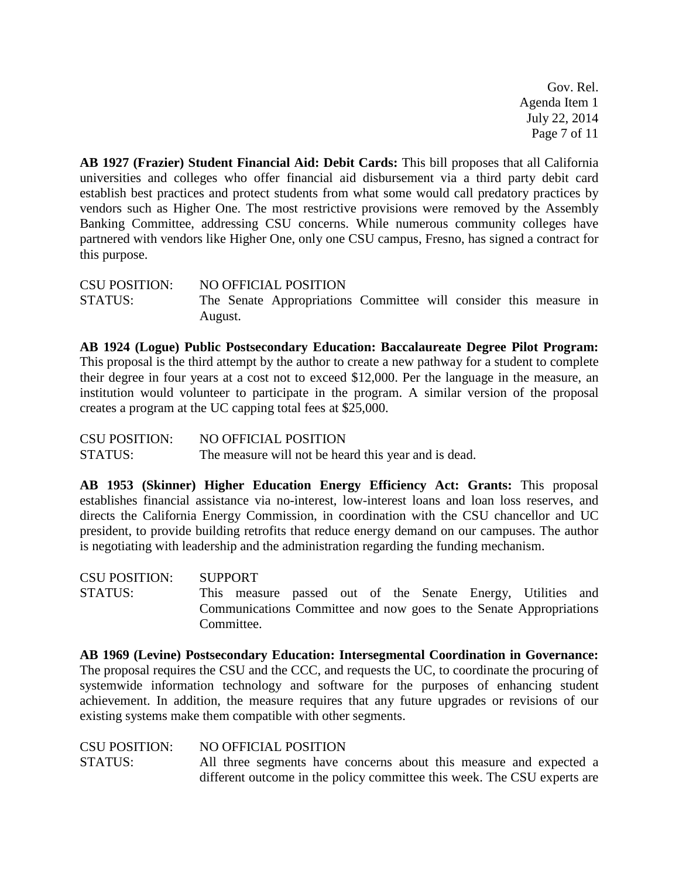**AB 1927 (Frazier) Student Financial Aid: Debit Cards:** This bill proposes that all California universities and colleges who offer financial aid disbursement via a third party debit card establish best practices and protect students from what some would call predatory practices by vendors such as Higher One. The most restrictive provisions were removed by the Assembly Banking Committee, addressing CSU concerns. While numerous community colleges have partnered with vendors like Higher One, only one CSU campus, Fresno, has signed a contract for this purpose.

CSU POSITION: NO OFFICIAL POSITION
STATUS: The Senate Appropriations Committee will consider this measure in August.

**AB 1924 (Logue) Public Postsecondary Education: Baccalaureate Degree Pilot Program:** This proposal is the third attempt by the author to create a new pathway for a student to complete their degree in four years at a cost not to exceed \$12,000. Per the language in the measure, an institution would volunteer to participate in the program. A similar version of the proposal creates a program at the UC capping total fees at \$25,000.

CSU POSITION: NO OFFICIAL POSITION
STATUS: The measure will not be heard this year and is dead.

**AB 1953 (Skinner) Higher Education Energy Efficiency Act: Grants:** This proposal establishes financial assistance via no-interest, low-interest loans and loan loss reserves, and directs the California Energy Commission, in coordination with the CSU chancellor and UC president, to provide building retrofits that reduce energy demand on our campuses. The author is negotiating with leadership and the administration regarding the funding mechanism.

CSU POSITION: SUPPORT
STATUS: This measure passed out of the Senate Energy, Utilities and Communications Committee and now goes to the Senate Appropriations Committee.

**AB 1969 (Levine) Postsecondary Education: Intersegmental Coordination in Governance:** The proposal requires the CSU and the CCC, and requests the UC, to coordinate the procuring of systemwide information technology and software for the purposes of enhancing student achievement. In addition, the measure requires that any future upgrades or revisions of our existing systems make them compatible with other segments.

CSU POSITION: NO OFFICIAL POSITION
STATUS: All three segments have concerns about this measure and expected a different outcome in the policy committee this week. The CSU experts are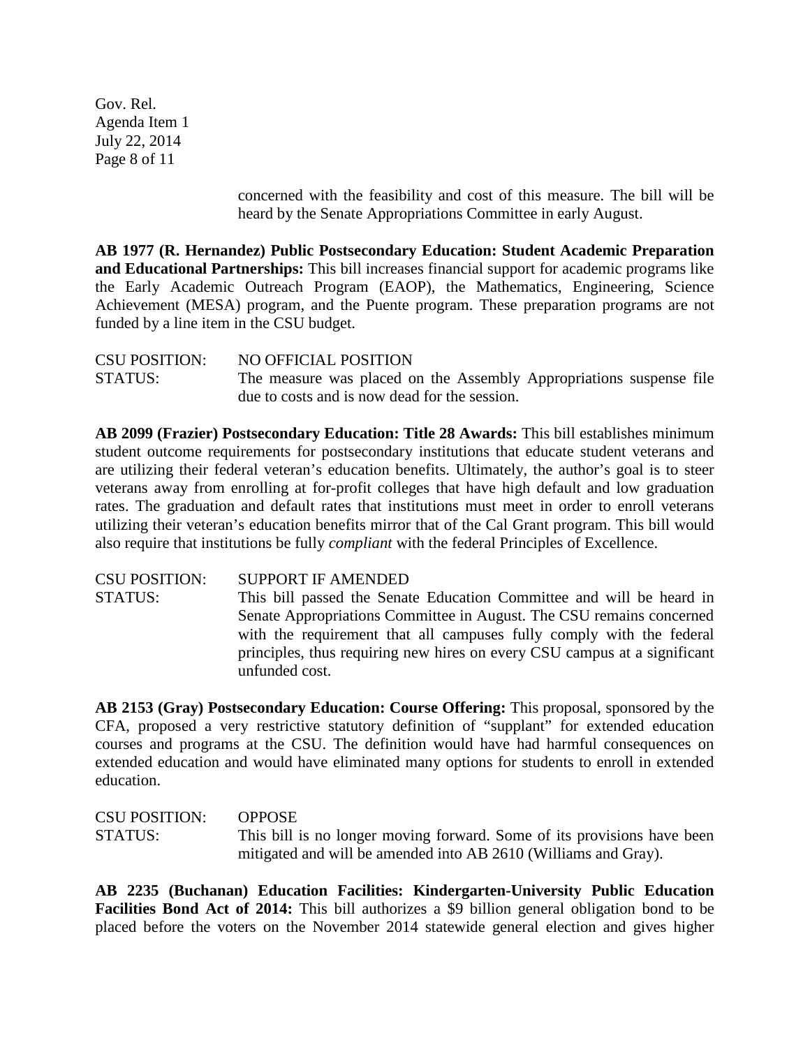concerned with the feasibility and cost of this measure. The bill will be heard by the Senate Appropriations Committee in early August.

**AB 1977 (R. Hernandez) Public Postsecondary Education: Student Academic Preparation and Educational Partnerships:** This bill increases financial support for academic programs like the Early Academic Outreach Program (EAOP), the Mathematics, Engineering, Science Achievement (MESA) program, and the Puente program. These preparation programs are not funded by a line item in the CSU budget.

CSU POSITION: NO OFFICIAL POSITION
STATUS: The measure was placed on the Assembly Appropriations suspense file due to costs and is now dead for the session.

**AB 2099 (Frazier) Postsecondary Education: Title 28 Awards:** This bill establishes minimum student outcome requirements for postsecondary institutions that educate student veterans and are utilizing their federal veteran's education benefits. Ultimately, the author's goal is to steer veterans away from enrolling at for-profit colleges that have high default and low graduation rates. The graduation and default rates that institutions must meet in order to enroll veterans utilizing their veteran's education benefits mirror that of the Cal Grant program. This bill would also require that institutions be fully *compliant* with the federal Principles of Excellence.

CSU POSITION: SUPPORT IF AMENDED
STATUS: This bill passed the Senate Education Committee and will be heard in Senate Appropriations Committee in August. The CSU remains concerned with the requirement that all campuses fully comply with the federal principles, thus requiring new hires on every CSU campus at a significant unfunded cost.

**AB 2153 (Gray) Postsecondary Education: Course Offering:** This proposal, sponsored by the CFA, proposed a very restrictive statutory definition of "supplant" for extended education courses and programs at the CSU. The definition would have had harmful consequences on extended education and would have eliminated many options for students to enroll in extended education.

CSU POSITION: OPPOSE
STATUS: This bill is no longer moving forward. Some of its provisions have been mitigated and will be amended into AB 2610 (Williams and Gray).

**AB 2235 (Buchanan) Education Facilities: Kindergarten-University Public Education Facilities Bond Act of 2014:** This bill authorizes a $9 billion general obligation bond to be placed before the voters on the November 2014 statewide general election and gives higher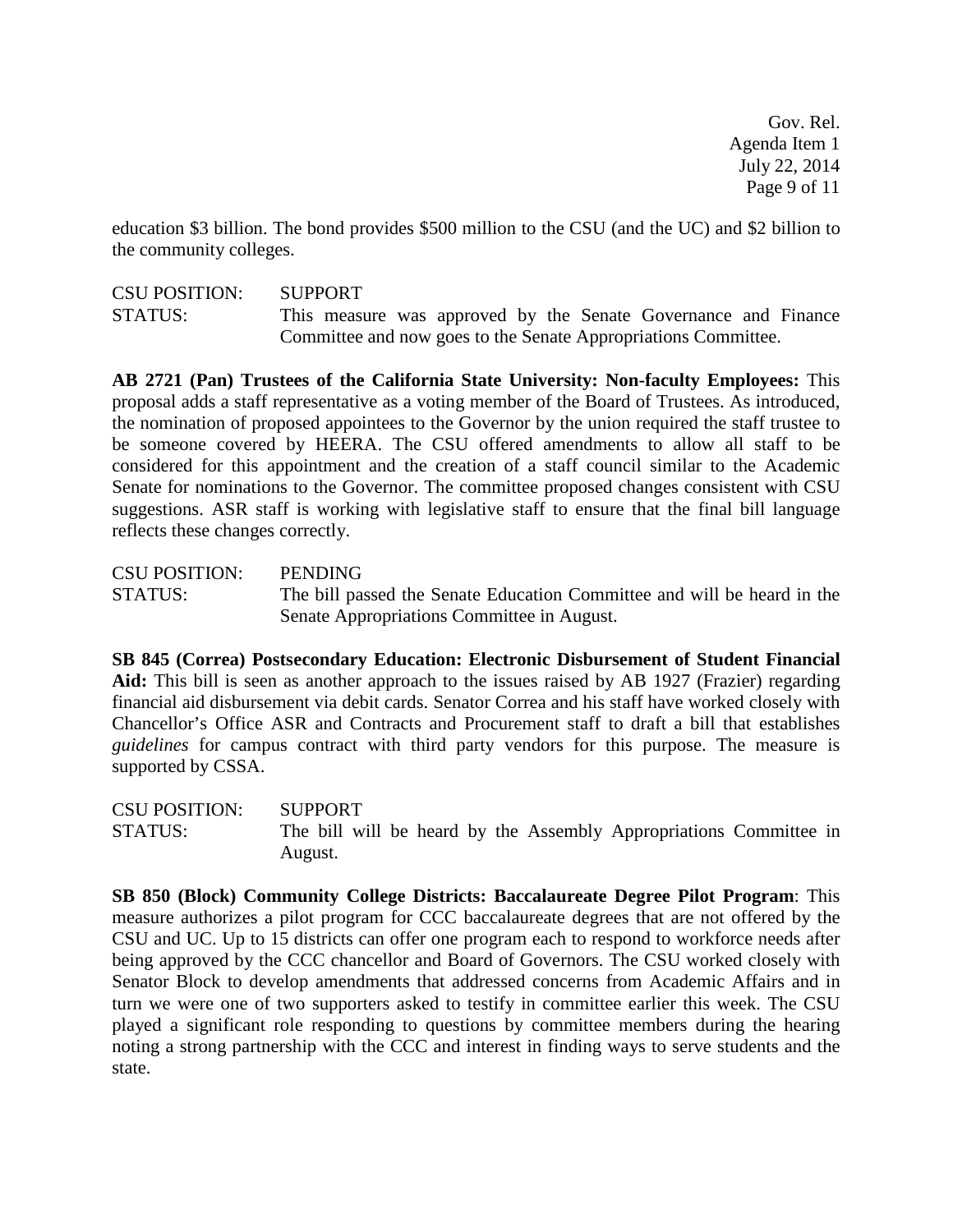education $3 billion. The bond provides $500 million to the CSU (and the UC) and $2 billion to the community colleges.

CSU POSITION: SUPPORT
STATUS: This measure was approved by the Senate Governance and Finance Committee and now goes to the Senate Appropriations Committee.

**AB 2721 (Pan) Trustees of the California State University: Non-faculty Employees:** This proposal adds a staff representative as a voting member of the Board of Trustees. As introduced, the nomination of proposed appointees to the Governor by the union required the staff trustee to be someone covered by HEERA. The CSU offered amendments to allow all staff to be considered for this appointment and the creation of a staff council similar to the Academic Senate for nominations to the Governor. The committee proposed changes consistent with CSU suggestions. ASR staff is working with legislative staff to ensure that the final bill language reflects these changes correctly.

CSU POSITION: PENDING
STATUS: The bill passed the Senate Education Committee and will be heard in the Senate Appropriations Committee in August.

**SB 845 (Correa) Postsecondary Education: Electronic Disbursement of Student Financial Aid:** This bill is seen as another approach to the issues raised by AB 1927 (Frazier) regarding financial aid disbursement via debit cards. Senator Correa and his staff have worked closely with Chancellor's Office ASR and Contracts and Procurement staff to draft a bill that establishes *guidelines* for campus contract with third party vendors for this purpose. The measure is supported by CSSA.

CSU POSITION: SUPPORT
STATUS: The bill will be heard by the Assembly Appropriations Committee in August.

**SB 850 (Block) Community College Districts: Baccalaureate Degree Pilot Program**: This measure authorizes a pilot program for CCC baccalaureate degrees that are not offered by the CSU and UC. Up to 15 districts can offer one program each to respond to workforce needs after being approved by the CCC chancellor and Board of Governors. The CSU worked closely with Senator Block to develop amendments that addressed concerns from Academic Affairs and in turn we were one of two supporters asked to testify in committee earlier this week. The CSU played a significant role responding to questions by committee members during the hearing noting a strong partnership with the CCC and interest in finding ways to serve students and the state.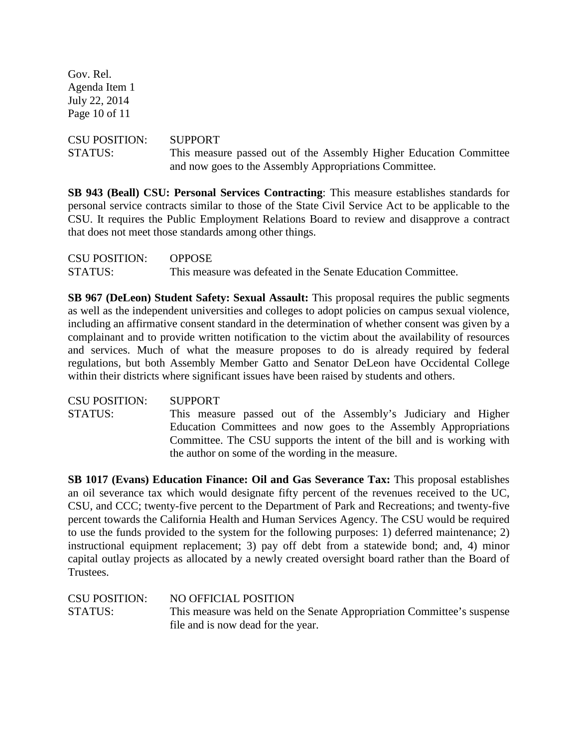CSU POSITION: SUPPORT
STATUS: This measure passed out of the Assembly Higher Education Committee and now goes to the Assembly Appropriations Committee.

**SB 943 (Beall) CSU: Personal Services Contracting**: This measure establishes standards for personal service contracts similar to those of the State Civil Service Act to be applicable to the CSU. It requires the Public Employment Relations Board to review and disapprove a contract that does not meet those standards among other things.

CSU POSITION: OPPOSE
STATUS: This measure was defeated in the Senate Education Committee.

**SB 967 (DeLeon) Student Safety: Sexual Assault:** This proposal requires the public segments as well as the independent universities and colleges to adopt policies on campus sexual violence, including an affirmative consent standard in the determination of whether consent was given by a complainant and to provide written notification to the victim about the availability of resources and services. Much of what the measure proposes to do is already required by federal regulations, but both Assembly Member Gatto and Senator DeLeon have Occidental College within their districts where significant issues have been raised by students and others.

CSU POSITION: SUPPORT
STATUS: This measure passed out of the Assembly's Judiciary and Higher Education Committees and now goes to the Assembly Appropriations Committee. The CSU supports the intent of the bill and is working with the author on some of the wording in the measure.

**SB 1017 (Evans) Education Finance: Oil and Gas Severance Tax:** This proposal establishes an oil severance tax which would designate fifty percent of the revenues received to the UC, CSU, and CCC; twenty-five percent to the Department of Park and Recreations; and twenty-five percent towards the California Health and Human Services Agency. The CSU would be required to use the funds provided to the system for the following purposes: 1) deferred maintenance; 2) instructional equipment replacement; 3) pay off debt from a statewide bond; and, 4) minor capital outlay projects as allocated by a newly created oversight board rather than the Board of Trustees.

CSU POSITION: NO OFFICIAL POSITION
STATUS: This measure was held on the Senate Appropriation Committee's suspense file and is now dead for the year.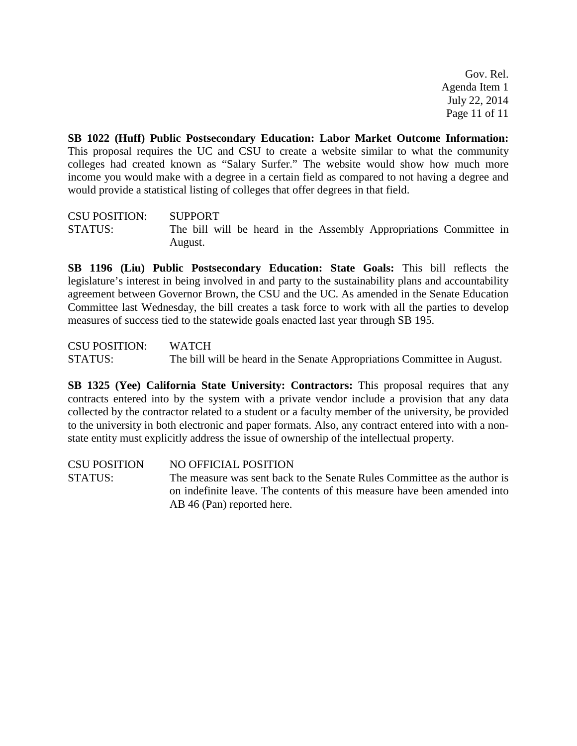**SB 1022 (Huff) Public Postsecondary Education: Labor Market Outcome Information:** This proposal requires the UC and CSU to create a website similar to what the community colleges had created known as "Salary Surfer." The website would show how much more income you would make with a degree in a certain field as compared to not having a degree and would provide a statistical listing of colleges that offer degrees in that field.

CSU POSITION: SUPPORT
STATUS: The bill will be heard in the Assembly Appropriations Committee in August.

**SB 1196 (Liu) Public Postsecondary Education: State Goals:** This bill reflects the legislature's interest in being involved in and party to the sustainability plans and accountability agreement between Governor Brown, the CSU and the UC. As amended in the Senate Education Committee last Wednesday, the bill creates a task force to work with all the parties to develop measures of success tied to the statewide goals enacted last year through SB 195.

CSU POSITION: WATCH
STATUS: The bill will be heard in the Senate Appropriations Committee in August.

**SB 1325 (Yee) California State University: Contractors:** This proposal requires that any contracts entered into by the system with a private vendor include a provision that any data collected by the contractor related to a student or a faculty member of the university, be provided to the university in both electronic and paper formats. Also, any contract entered into with a non-state entity must explicitly address the issue of ownership of the intellectual property.

CSU POSITION NO OFFICIAL POSITION
STATUS: The measure was sent back to the Senate Rules Committee as the author is on indefinite leave. The contents of this measure have been amended into AB 46 (Pan) reported here.